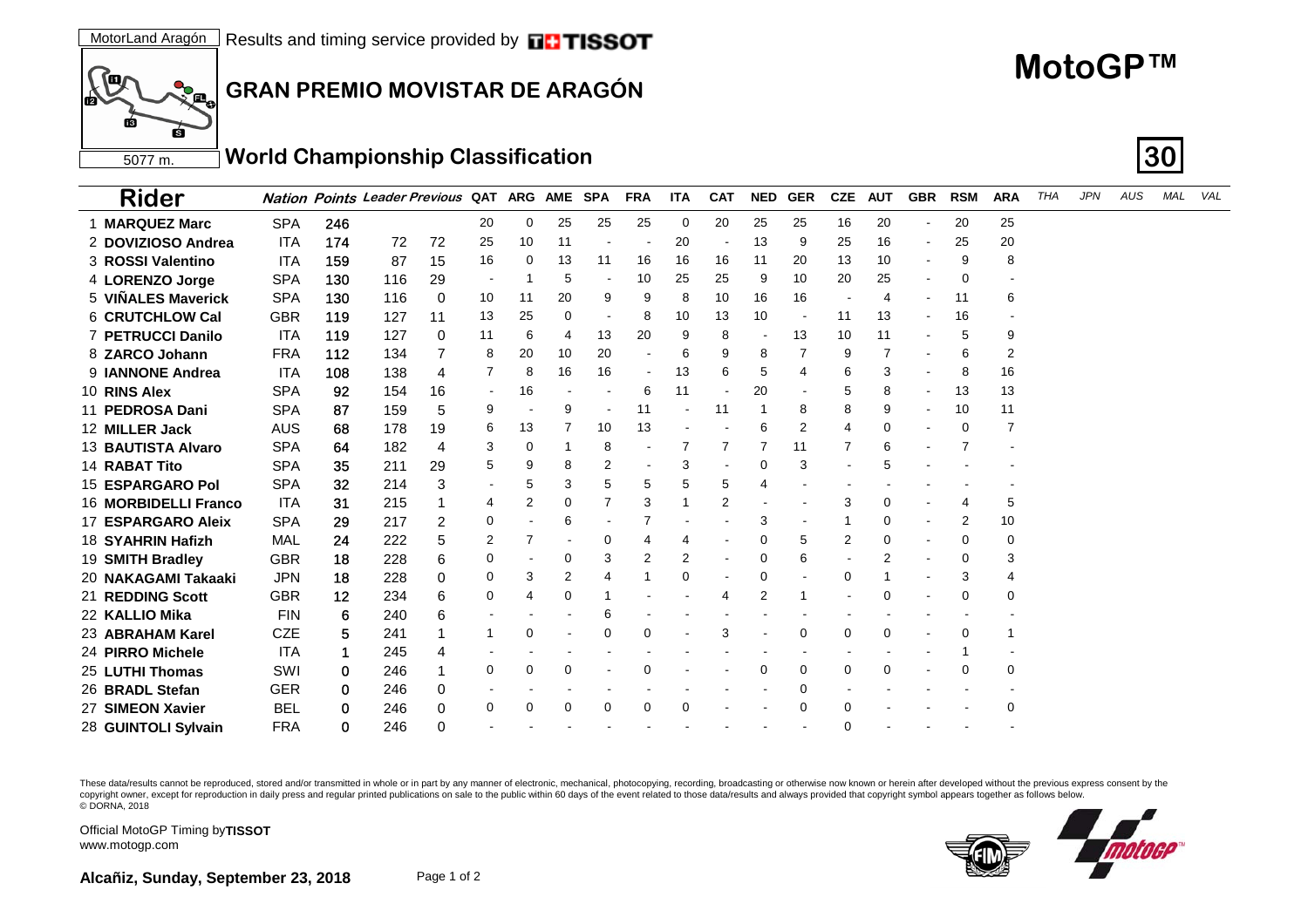MotorLand Aragón | Results and timing service provided by TISSOT

5077 m.

# GRAN PREMIO MOVISTAR DE ARAGÓN

# MotoGP™

## World Championship Classification

**30**

| Rider | Nation | Points | Leader | Previous | QAT | ARG | AME | SPA | FRA | ITA | CAT | NED | GER | CZE | AUT | GBR | RSM | ARA | THA | JPN | AUS | MAL | VAL |
|---|---|---|---|---|---|---|---|---|---|---|---|---|---|---|---|---|---|---|---|---|---|---|---|
| 1 **MARQUEZ Marc** | SPA | 246 | | | 20 | 0 | 25 | 25 | 25 | 0 | 20 | 25 | 25 | 16 | 20 | - | 20 | 25 | | | | | |
| 2 **DOVIZIOSO Andrea** | ITA | 174 | 72 | 72 | 25 | 10 | 11 | - | - | 20 | - | 13 | 9 | 25 | 16 | - | 25 | 20 | | | | | |
| 3 **ROSSI Valentino** | ITA | 159 | 87 | 15 | 16 | 0 | 13 | 11 | 16 | 16 | 16 | 11 | 20 | 13 | 10 | - | 9 | 8 | | | | | |
| 4 **LORENZO Jorge** | SPA | 130 | 116 | 29 | - | 1 | 5 | - | 10 | 25 | 25 | 9 | 10 | 20 | 25 | - | 0 | - | | | | | |
| 5 **VIÑALES Maverick** | SPA | 130 | 116 | 0 | 10 | 11 | 20 | 9 | 9 | 8 | 10 | 16 | 16 | - | 4 | - | 11 | 6 | | | | | |
| 6 **CRUTCHLOW Cal** | GBR | 119 | 127 | 11 | 13 | 25 | 0 | - | 8 | 10 | 13 | 10 | - | 11 | 13 | - | 16 | - | | | | | |
| 7 **PETRUCCI Danilo** | ITA | 119 | 127 | 0 | 11 | 6 | 4 | 13 | 20 | 9 | 8 | - | 13 | 10 | 11 | - | 5 | 9 | | | | | |
| 8 **ZARCO Johann** | FRA | 112 | 134 | 7 | 8 | 20 | 10 | 20 | - | 6 | 9 | 8 | 7 | 9 | 7 | - | 6 | 2 | | | | | |
| 9 **IANNONE Andrea** | ITA | 108 | 138 | 4 | 7 | 8 | 16 | 16 | - | 13 | 6 | 5 | 4 | 6 | 3 | - | 8 | 16 | | | | | |
| 10 **RINS Alex** | SPA | 92 | 154 | 16 | - | 16 | - | - | 6 | 11 | - | 20 | - | 5 | 8 | - | 13 | 13 | | | | | |
| 11 **PEDROSA Dani** | SPA | 87 | 159 | 5 | 9 | - | 9 | - | 11 | - | 11 | 1 | 8 | 8 | 9 | - | 10 | 11 | | | | | |
| 12 **MILLER Jack** | AUS | 68 | 178 | 19 | 6 | 13 | 7 | 10 | 13 | - | - | 6 | 2 | 4 | 0 | - | 0 | 7 | | | | | |
| 13 **BAUTISTA Alvaro** | SPA | 64 | 182 | 4 | 3 | 0 | 1 | 8 | - | 7 | 7 | 7 | 11 | 7 | 6 | - | 7 | - | | | | | |
| 14 **RABAT Tito** | SPA | 35 | 211 | 29 | 5 | 9 | 8 | 2 | - | 3 | - | 0 | 3 | - | 5 | - | - | - | | | | | |
| 15 **ESPARGARO Pol** | SPA | 32 | 214 | 3 | - | 5 | 3 | 5 | 5 | 5 | 5 | 4 | - | - | - | - | - | - | | | | | |
| 16 **MORBIDELLI Franco** | ITA | 31 | 215 | 1 | 4 | 2 | 0 | 7 | 3 | 1 | 2 | - | - | 3 | 0 | - | 4 | 5 | | | | | |
| 17 **ESPARGARO Aleix** | SPA | 29 | 217 | 2 | 0 | - | 6 | - | 7 | - | - | 3 | - | 1 | 0 | - | 2 | 10 | | | | | |
| 18 **SYAHRIN Hafizh** | MAL | 24 | 222 | 5 | 2 | 7 | - | 0 | 4 | 4 | - | 0 | 5 | 2 | 0 | - | 0 | 0 | | | | | |
| 19 **SMITH Bradley** | GBR | 18 | 228 | 6 | 0 | - | 0 | 3 | 2 | 2 | - | 0 | 6 | - | 2 | - | 0 | 3 | | | | | |
| 20 **NAKAGAMI Takaaki** | JPN | 18 | 228 | 0 | 0 | 3 | 2 | 4 | 1 | 0 | - | 0 | - | 0 | 1 | - | 3 | 4 | | | | | |
| 21 **REDDING Scott** | GBR | 12 | 234 | 6 | 0 | 4 | 0 | 1 | - | - | 4 | 2 | 1 | - | 0 | - | 0 | 0 | | | | | |
| 22 **KALLIO Mika** | FIN | 6 | 240 | 6 | - | - | - | 6 | - | - | - | - | - | - | - | - | - | - | | | | | |
| 23 **ABRAHAM Karel** | CZE | 5 | 241 | 1 | 1 | 0 | - | 0 | 0 | - | 3 | - | 0 | 0 | 0 | - | 0 | 1 | | | | | |
| 24 **PIRRO Michele** | ITA | 1 | 245 | 4 | - | - | - | - | - | - | - | - | - | - | - | - | 1 | - | | | | | |
| 25 **LUTHI Thomas** | SWI | 0 | 246 | 1 | 0 | 0 | 0 | - | 0 | - | - | 0 | 0 | 0 | 0 | - | 0 | 0 | | | | | |
| 26 **BRADL Stefan** | GER | 0 | 246 | 0 | - | - | - | - | - | - | - | - | 0 | - | - | - | - | - | | | | | |
| 27 **SIMEON Xavier** | BEL | 0 | 246 | 0 | 0 | 0 | 0 | 0 | 0 | 0 | - | - | 0 | 0 | - | - | - | 0 | | | | | |
| 28 **GUINTOLI Sylvain** | FRA | 0 | 246 | 0 | - | - | - | - | - | - | - | - | - | 0 | - | - | - | - | | | | | |

These data/results cannot be reproduced, stored and/or transmitted in whole or in part by any manner of electronic, mechanical, photocopying, recording, broadcasting or otherwise now known or herein after developed without the previous express consent by the copyright owner, except for reproduction in daily press and regular printed publications on sale to the public within 60 days of the event related to those data/results and always provided that copyright symbol appears together as follows below.
© DORNA, 2018

Official MotoGP Timing by **TISSOT**
www.motogp.com

**Alcañiz, Sunday, September 23, 2018**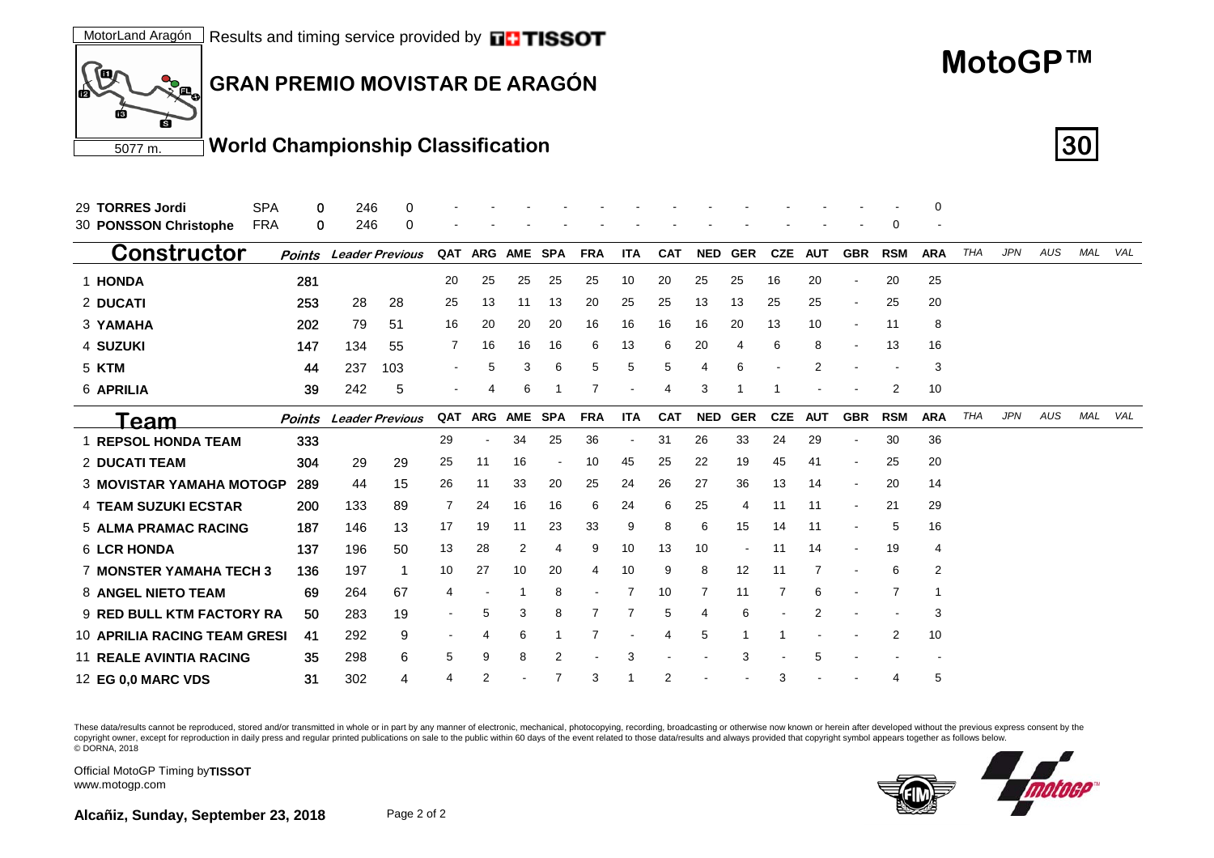MotorLand Aragón Results and timing service provided by TISSOT

5077 m.

# GRAN PREMIO MOVISTAR DE ARAGÓN

## World Championship Classification

# MotoGP™

**30**

| | | | | | QAT | ARG | AME | SPA | FRA | ITA | CAT | NED | GER | CZE | AUT | GBR | RSM | ARA | THA | JPN | AUS | MAL | VAL |
|---|---|---|---|---|---|---|---|---|---|---|---|---|---|---|---|---|---|---|---|---|---|---|---|
| 29 **TORRES Jordi** | SPA | 0 | 246 | 0 | - | - | - | - | - | - | - | - | - | - | - | - | - | 0 | | | | | |
| 30 **PONSSON Christophe** | FRA | 0 | 246 | 0 | - | - | - | - | - | - | - | - | - | - | - | - | 0 | - | | | | | |

| **Constructor** | *Points* | *Leader* | *Previous* | QAT | ARG | AME | SPA | FRA | ITA | CAT | NED | GER | CZE | AUT | GBR | RSM | ARA | *THA* | *JPN* | *AUS* | *MAL* | *VAL* |
|---|---|---|---|---|---|---|---|---|---|---|---|---|---|---|---|---|---|---|---|---|---|---|
| 1 **HONDA** | 281 | | | 20 | 25 | 25 | 25 | 25 | 10 | 20 | 25 | 25 | 16 | 20 | - | 20 | 25 | | | | | |
| 2 **DUCATI** | 253 | 28 | 28 | 25 | 13 | 11 | 13 | 20 | 25 | 25 | 13 | 13 | 25 | 25 | - | 25 | 20 | | | | | |
| 3 **YAMAHA** | 202 | 79 | 51 | 16 | 20 | 20 | 20 | 16 | 16 | 16 | 16 | 20 | 13 | 10 | - | 11 | 8 | | | | | |
| 4 **SUZUKI** | 147 | 134 | 55 | 7 | 16 | 16 | 16 | 6 | 13 | 6 | 20 | 4 | 6 | 8 | - | 13 | 16 | | | | | |
| 5 **KTM** | 44 | 237 | 103 | - | 5 | 3 | 6 | 5 | 5 | 5 | 4 | 6 | - | 2 | - | - | 3 | | | | | |
| 6 **APRILIA** | 39 | 242 | 5 | - | 4 | 6 | 1 | 7 | - | 4 | 3 | 1 | 1 | - | - | 2 | 10 | | | | | |

| **Team** | *Points* | *Leader* | *Previous* | QAT | ARG | AME | SPA | FRA | ITA | CAT | NED | GER | CZE | AUT | GBR | RSM | ARA | *THA* | *JPN* | *AUS* | *MAL* | *VAL* |
|---|---|---|---|---|---|---|---|---|---|---|---|---|---|---|---|---|---|---|---|---|---|---|
| 1 **REPSOL HONDA TEAM** | 333 | | | 29 | - | 34 | 25 | 36 | - | 31 | 26 | 33 | 24 | 29 | - | 30 | 36 | | | | | |
| 2 **DUCATI TEAM** | 304 | 29 | 29 | 25 | 11 | 16 | - | 10 | 45 | 25 | 22 | 19 | 45 | 41 | - | 25 | 20 | | | | | |
| 3 **MOVISTAR YAMAHA MOTOGP** | 289 | 44 | 15 | 26 | 11 | 33 | 20 | 25 | 24 | 26 | 27 | 36 | 13 | 14 | - | 20 | 14 | | | | | |
| 4 **TEAM SUZUKI ECSTAR** | 200 | 133 | 89 | 7 | 24 | 16 | 16 | 6 | 24 | 6 | 25 | 4 | 11 | 11 | - | 21 | 29 | | | | | |
| 5 **ALMA PRAMAC RACING** | 187 | 146 | 13 | 17 | 19 | 11 | 23 | 33 | 9 | 8 | 6 | 15 | 14 | 11 | - | 5 | 16 | | | | | |
| 6 **LCR HONDA** | 137 | 196 | 50 | 13 | 28 | 2 | 4 | 9 | 10 | 13 | 10 | - | 11 | 14 | - | 19 | 4 | | | | | |
| 7 **MONSTER YAMAHA TECH 3** | 136 | 197 | 1 | 10 | 27 | 10 | 20 | 4 | 10 | 9 | 8 | 12 | 11 | 7 | - | 6 | 2 | | | | | |
| 8 **ANGEL NIETO TEAM** | 69 | 264 | 67 | 4 | - | 1 | 8 | - | 7 | 10 | 7 | 11 | 7 | 6 | - | 7 | 1 | | | | | |
| 9 **RED BULL KTM FACTORY RA** | 50 | 283 | 19 | - | 5 | 3 | 8 | 7 | 7 | 5 | 4 | 6 | - | 2 | - | - | 3 | | | | | |
| 10 **APRILIA RACING TEAM GRESI** | 41 | 292 | 9 | - | 4 | 6 | 1 | 7 | - | 4 | 5 | 1 | 1 | - | - | 2 | 10 | | | | | |
| 11 **REALE AVINTIA RACING** | 35 | 298 | 6 | 5 | 9 | 8 | 2 | - | 3 | - | - | 3 | - | 5 | - | - | - | | | | | |
| 12 **EG 0,0 MARC VDS** | 31 | 302 | 4 | 4 | 2 | - | 7 | 3 | 1 | 2 | - | - | 3 | - | - | 4 | 5 | | | | | |

These data/results cannot be reproduced, stored and/or transmitted in whole or in part by any manner of electronic, mechanical, photocopying, recording, broadcasting or otherwise now known or herein after developed without the previous express consent by the copyright owner, except for reproduction in daily press and regular printed publications on sale to the public within 60 days of the event related to those data/results and always provided that copyright symbol appears together as follows below.
© DORNA, 2018

Official MotoGP Timing by **TISSOT**
www.motogp.com

**Alcañiz, Sunday, September 23, 2018**